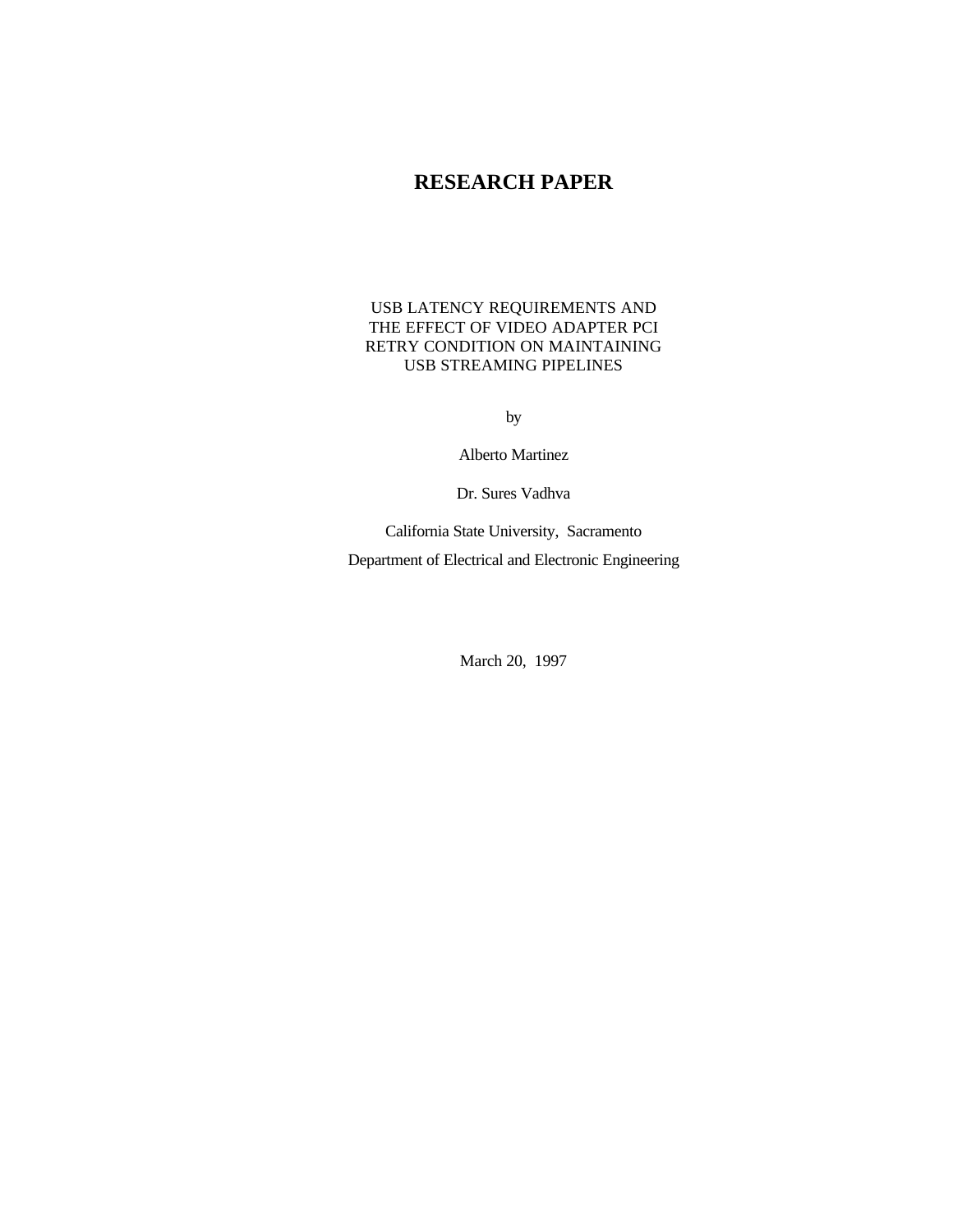# RESEARCH PAPER

USB LATENCY REQUIREMENTS AND
THE EFFECT OF VIDEO ADAPTER PCI
RETRY CONDITION ON MAINTAINING
USB STREAMING PIPELINES

by

Alberto Martinez

Dr. Sures Vadhva

California State University, Sacramento

Department of Electrical and Electronic Engineering

March 20, 1997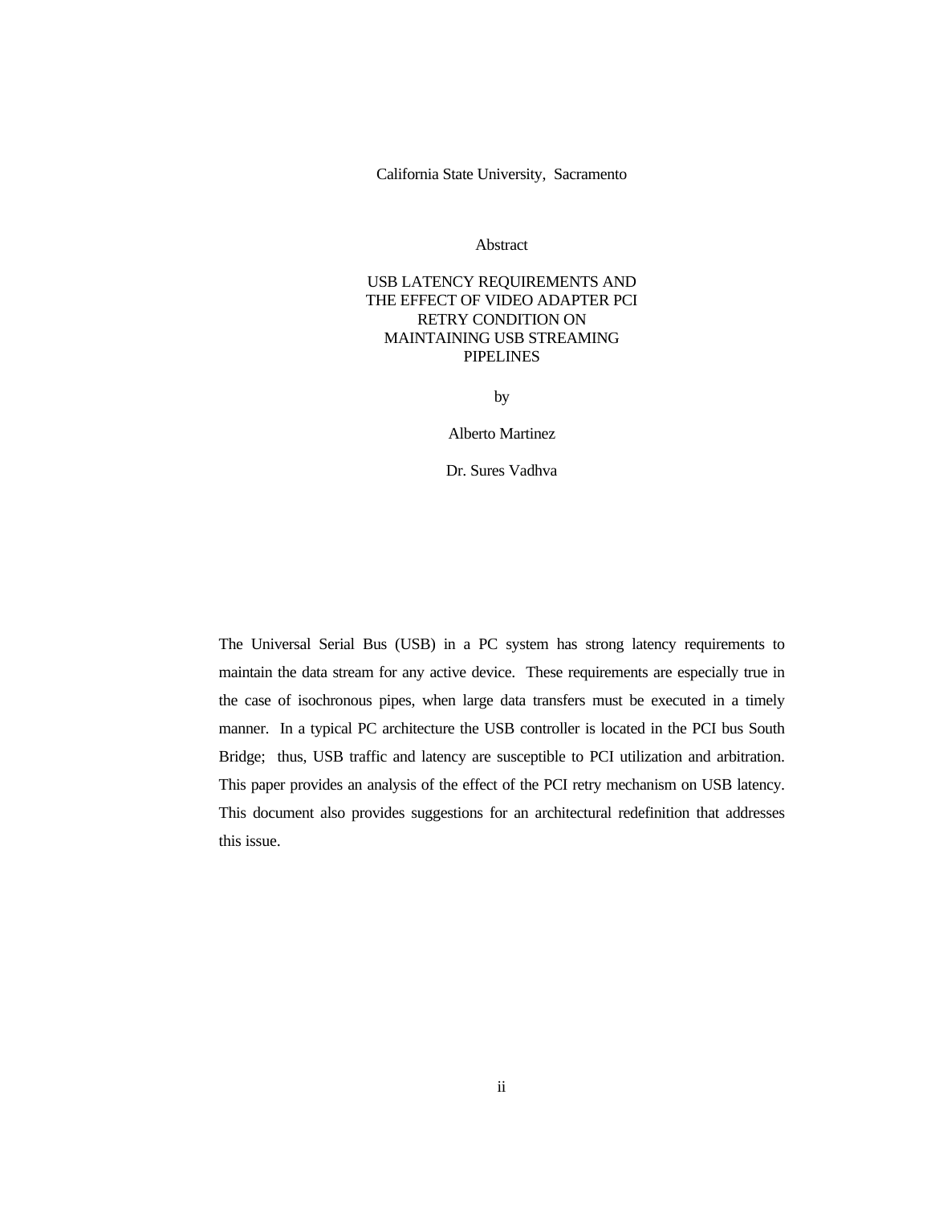California State University, Sacramento

Abstract

USB LATENCY REQUIREMENTS AND THE EFFECT OF VIDEO ADAPTER PCI RETRY CONDITION ON MAINTAINING USB STREAMING PIPELINES

by

Alberto Martinez

Dr. Sures Vadhva

The Universal Serial Bus (USB) in a PC system has strong latency requirements to maintain the data stream for any active device. These requirements are especially true in the case of isochronous pipes, when large data transfers must be executed in a timely manner. In a typical PC architecture the USB controller is located in the PCI bus South Bridge; thus, USB traffic and latency are susceptible to PCI utilization and arbitration. This paper provides an analysis of the effect of the PCI retry mechanism on USB latency. This document also provides suggestions for an architectural redefinition that addresses this issue.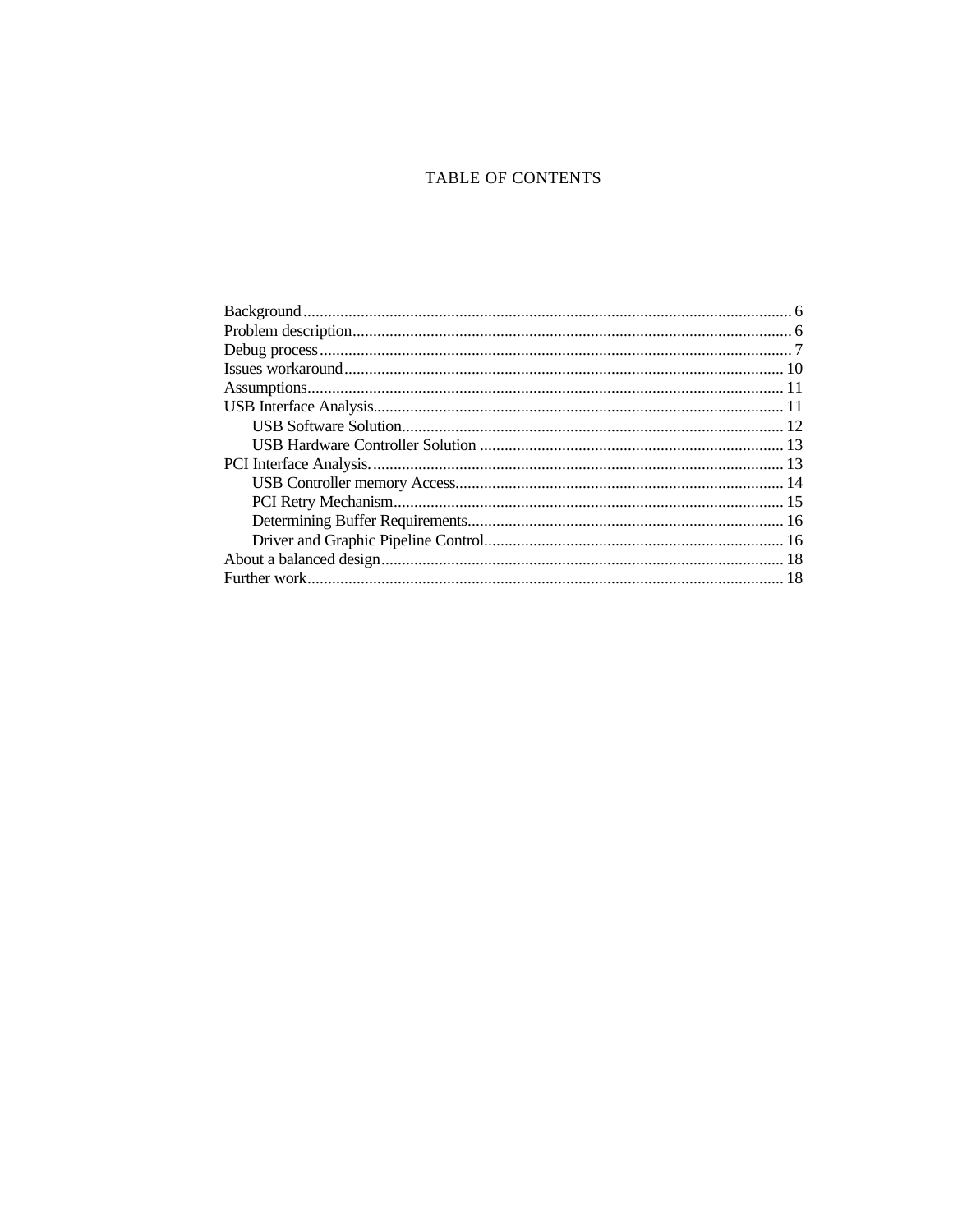# TABLE OF CONTENTS

Background ........................................................................................................ 6
Problem description ........................................................................................... 6
Debug process ................................................................................................... 7
Issues workaround ............................................................................................. 10
Assumptions ...................................................................................................... 11
USB Interface Analysis ..................................................................................... 11
    USB Software Solution ................................................................................. 12
    USB Hardware Controller Solution ............................................................. 13
PCI Interface Analysis. ..................................................................................... 13
    USB Controller memory Access .................................................................. 14
    PCI Retry Mechanism .................................................................................. 15
    Determining Buffer Requirements ............................................................... 16
    Driver and Graphic Pipeline Control ........................................................... 16
About a balanced design ................................................................................... 18
Further work ...................................................................................................... 18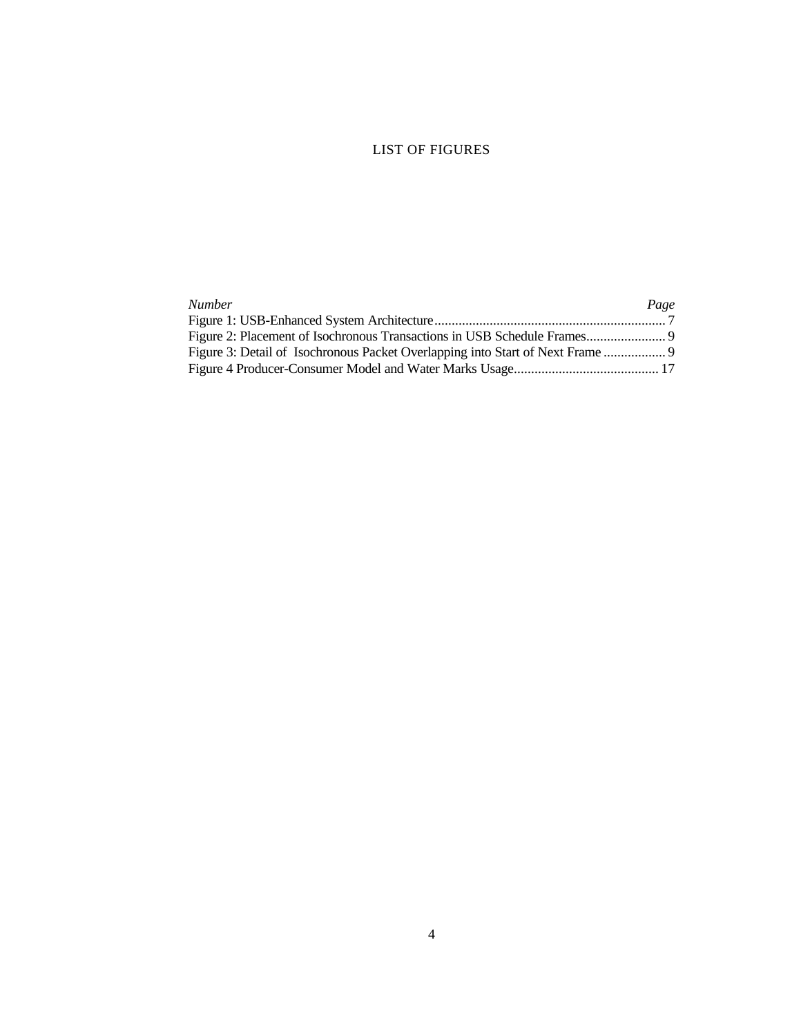# LIST OF FIGURES

| *Number* | *Page* |
| --- | --- |
| Figure 1: USB-Enhanced System Architecture | 7 |
| Figure 2: Placement of Isochronous Transactions in USB Schedule Frames | 9 |
| Figure 3: Detail of Isochronous Packet Overlapping into Start of Next Frame | 9 |
| Figure 4 Producer-Consumer Model and Water Marks Usage | 17 |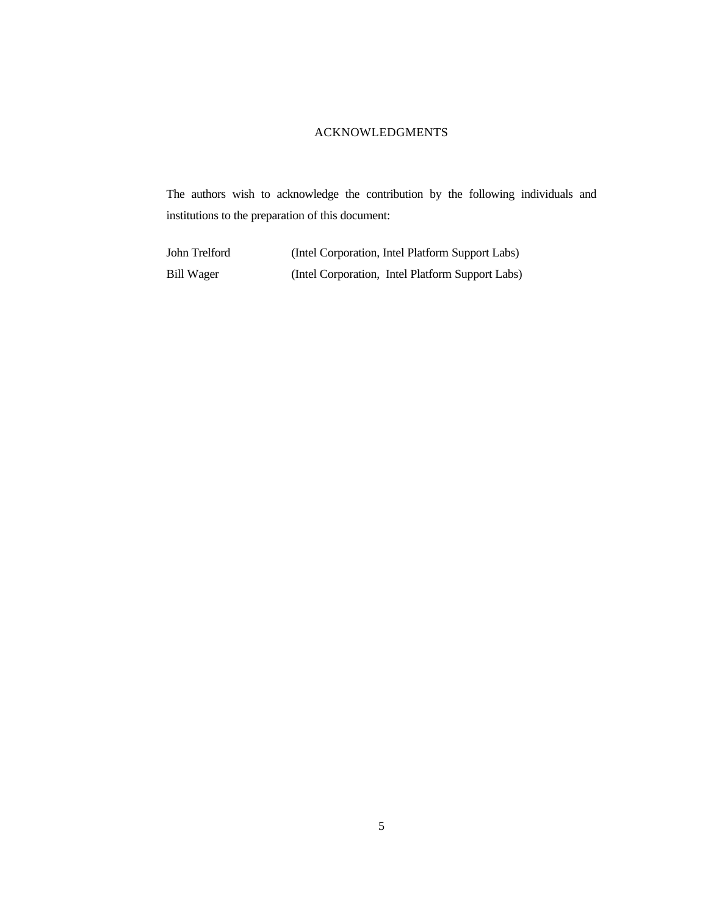# ACKNOWLEDGMENTS

The authors wish to acknowledge the contribution by the following individuals and institutions to the preparation of this document:

| | |
|---|---|
| John Trelford | (Intel Corporation, Intel Platform Support Labs) |
| Bill Wager | (Intel Corporation, Intel Platform Support Labs) |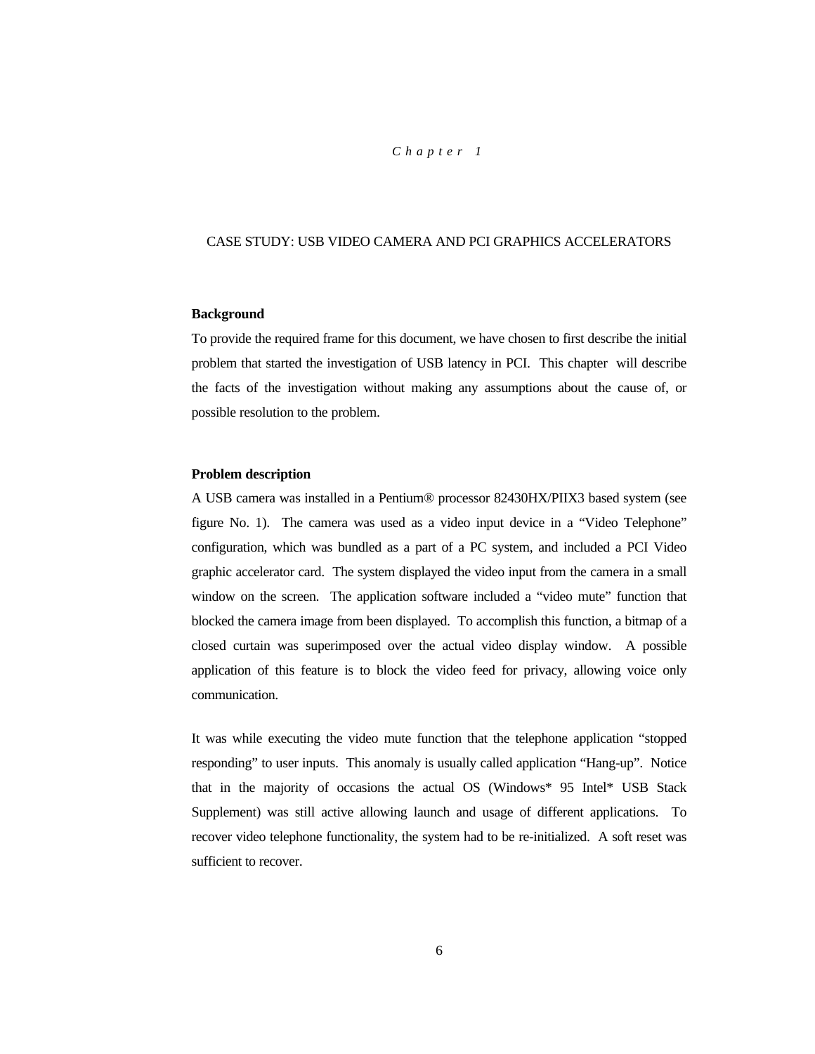*Chapter 1*

# CASE STUDY: USB VIDEO CAMERA AND PCI GRAPHICS ACCELERATORS

## Background

To provide the required frame for this document, we have chosen to first describe the initial problem that started the investigation of USB latency in PCI. This chapter will describe the facts of the investigation without making any assumptions about the cause of, or possible resolution to the problem.

## Problem description

A USB camera was installed in a Pentium® processor 82430HX/PIIX3 based system (see figure No. 1). The camera was used as a video input device in a “Video Telephone” configuration, which was bundled as a part of a PC system, and included a PCI Video graphic accelerator card. The system displayed the video input from the camera in a small window on the screen. The application software included a “video mute” function that blocked the camera image from been displayed. To accomplish this function, a bitmap of a closed curtain was superimposed over the actual video display window. A possible application of this feature is to block the video feed for privacy, allowing voice only communication.

It was while executing the video mute function that the telephone application “stopped responding” to user inputs. This anomaly is usually called application “Hang-up”. Notice that in the majority of occasions the actual OS (Windows* 95 Intel* USB Stack Supplement) was still active allowing launch and usage of different applications. To recover video telephone functionality, the system had to be re-initialized. A soft reset was sufficient to recover.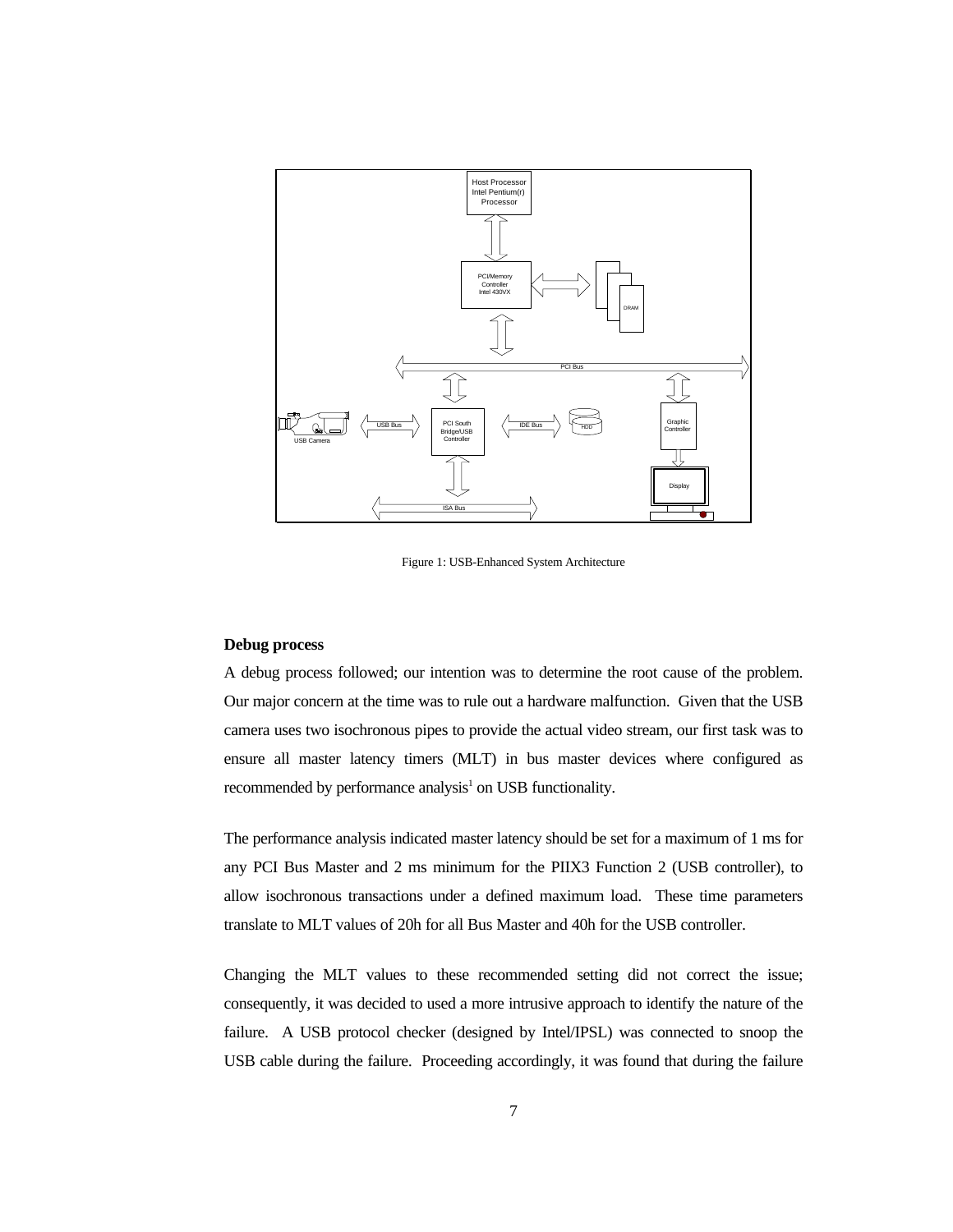Figure 1: USB-Enhanced System Architecture

**Debug process**

A debug process followed; our intention was to determine the root cause of the problem. Our major concern at the time was to rule out a hardware malfunction. Given that the USB camera uses two isochronous pipes to provide the actual video stream, our first task was to ensure all master latency timers (MLT) in bus master devices where configured as recommended by performance analysis[1] on USB functionality.

The performance analysis indicated master latency should be set for a maximum of 1 ms for any PCI Bus Master and 2 ms minimum for the PIIX3 Function 2 (USB controller), to allow isochronous transactions under a defined maximum load. These time parameters translate to MLT values of 20h for all Bus Master and 40h for the USB controller.

Changing the MLT values to these recommended setting did not correct the issue; consequently, it was decided to used a more intrusive approach to identify the nature of the failure. A USB protocol checker (designed by Intel/IPSL) was connected to snoop the USB cable during the failure. Proceeding accordingly, it was found that during the failure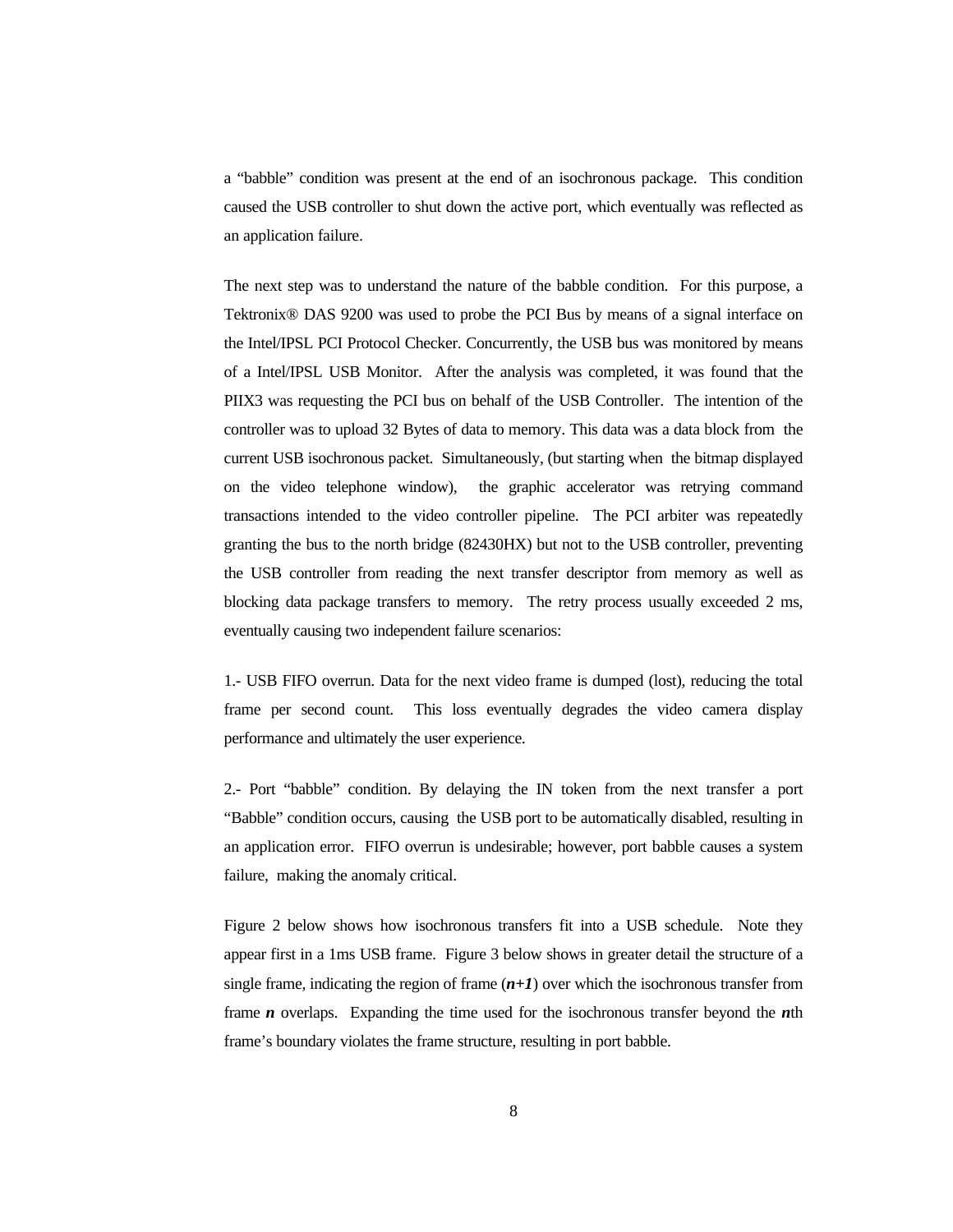a "babble" condition was present at the end of an isochronous package. This condition caused the USB controller to shut down the active port, which eventually was reflected as an application failure.

The next step was to understand the nature of the babble condition. For this purpose, a Tektronix® DAS 9200 was used to probe the PCI Bus by means of a signal interface on the Intel/IPSL PCI Protocol Checker. Concurrently, the USB bus was monitored by means of a Intel/IPSL USB Monitor. After the analysis was completed, it was found that the PIIX3 was requesting the PCI bus on behalf of the USB Controller. The intention of the controller was to upload 32 Bytes of data to memory. This data was a data block from the current USB isochronous packet. Simultaneously, (but starting when the bitmap displayed on the video telephone window), the graphic accelerator was retrying command transactions intended to the video controller pipeline. The PCI arbiter was repeatedly granting the bus to the north bridge (82430HX) but not to the USB controller, preventing the USB controller from reading the next transfer descriptor from memory as well as blocking data package transfers to memory. The retry process usually exceeded 2 ms, eventually causing two independent failure scenarios:

1.- USB FIFO overrun. Data for the next video frame is dumped (lost), reducing the total frame per second count. This loss eventually degrades the video camera display performance and ultimately the user experience.

2.- Port "babble" condition. By delaying the IN token from the next transfer a port "Babble" condition occurs, causing the USB port to be automatically disabled, resulting in an application error. FIFO overrun is undesirable; however, port babble causes a system failure, making the anomaly critical.

Figure 2 below shows how isochronous transfers fit into a USB schedule. Note they appear first in a 1ms USB frame. Figure 3 below shows in greater detail the structure of a single frame, indicating the region of frame (***n+1***) over which the isochronous transfer from frame ***n*** overlaps. Expanding the time used for the isochronous transfer beyond the ***n***th frame's boundary violates the frame structure, resulting in port babble.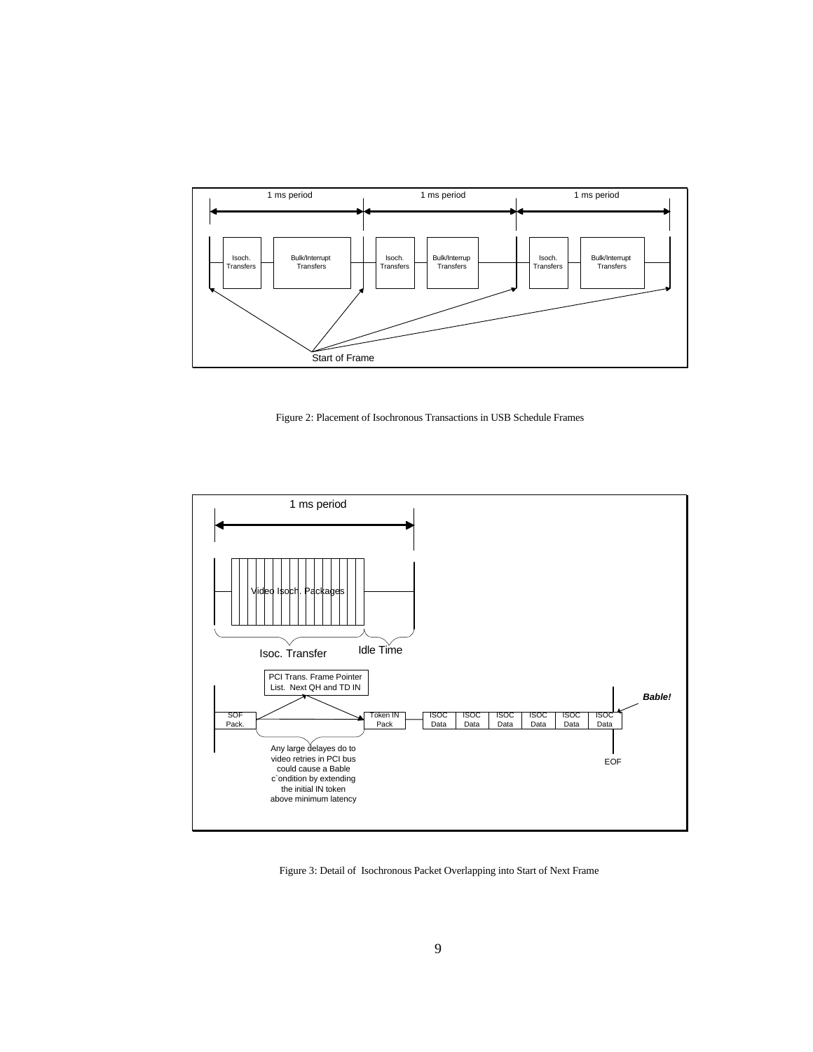1 ms period 1 ms period 1 ms period

Isoch. Transfers | Bulk/Interrupt Transfers | Isoch. Transfers | Bulk/Interrup Transfers | Isoch. Transfers | Bulk/Interrupt Transfers

Start of Frame

Figure 2: Placement of Isochronous Transactions in USB Schedule Frames

1 ms period

Video Isoch. Packages

Isoc. Transfer Idle Time

PCI Trans. Frame Pointer List. Next QH and TD IN

SOF Pack. | Token IN Pack | ISOC Data | ISOC Data | ISOC Data | ISOC Data | ISOC Data | ISOC Data

***Bable!***

EOF

Any large delayes do to video retries in PCI bus could cause a Bable c`ondition by extending the initial IN token above minimum latency

Figure 3: Detail of Isochronous Packet Overlapping into Start of Next Frame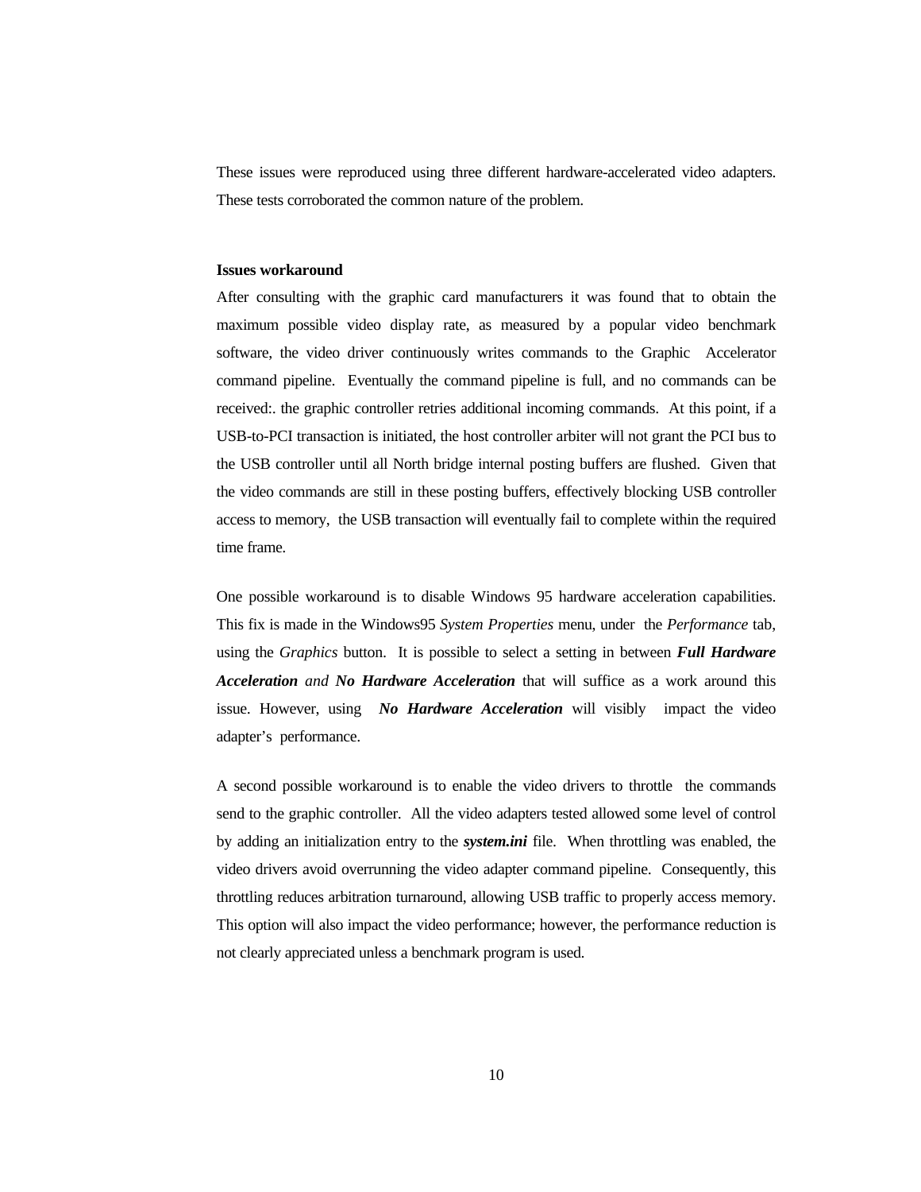These issues were reproduced using three different hardware-accelerated video adapters. These tests corroborated the common nature of the problem.

**Issues workaround**

After consulting with the graphic card manufacturers it was found that to obtain the maximum possible video display rate, as measured by a popular video benchmark software, the video driver continuously writes commands to the Graphic Accelerator command pipeline. Eventually the command pipeline is full, and no commands can be received:. the graphic controller retries additional incoming commands. At this point, if a USB-to-PCI transaction is initiated, the host controller arbiter will not grant the PCI bus to the USB controller until all North bridge internal posting buffers are flushed. Given that the video commands are still in these posting buffers, effectively blocking USB controller access to memory, the USB transaction will eventually fail to complete within the required time frame.

One possible workaround is to disable Windows 95 hardware acceleration capabilities. This fix is made in the Windows95 *System Properties* menu, under the *Performance* tab, using the *Graphics* button. It is possible to select a setting in between ***Full Hardware Acceleration*** *and* ***No Hardware Acceleration*** that will suffice as a work around this issue. However, using ***No Hardware Acceleration*** will visibly impact the video adapter's performance.

A second possible workaround is to enable the video drivers to throttle the commands send to the graphic controller. All the video adapters tested allowed some level of control by adding an initialization entry to the ***system.ini*** file. When throttling was enabled, the video drivers avoid overrunning the video adapter command pipeline. Consequently, this throttling reduces arbitration turnaround, allowing USB traffic to properly access memory. This option will also impact the video performance; however, the performance reduction is not clearly appreciated unless a benchmark program is used.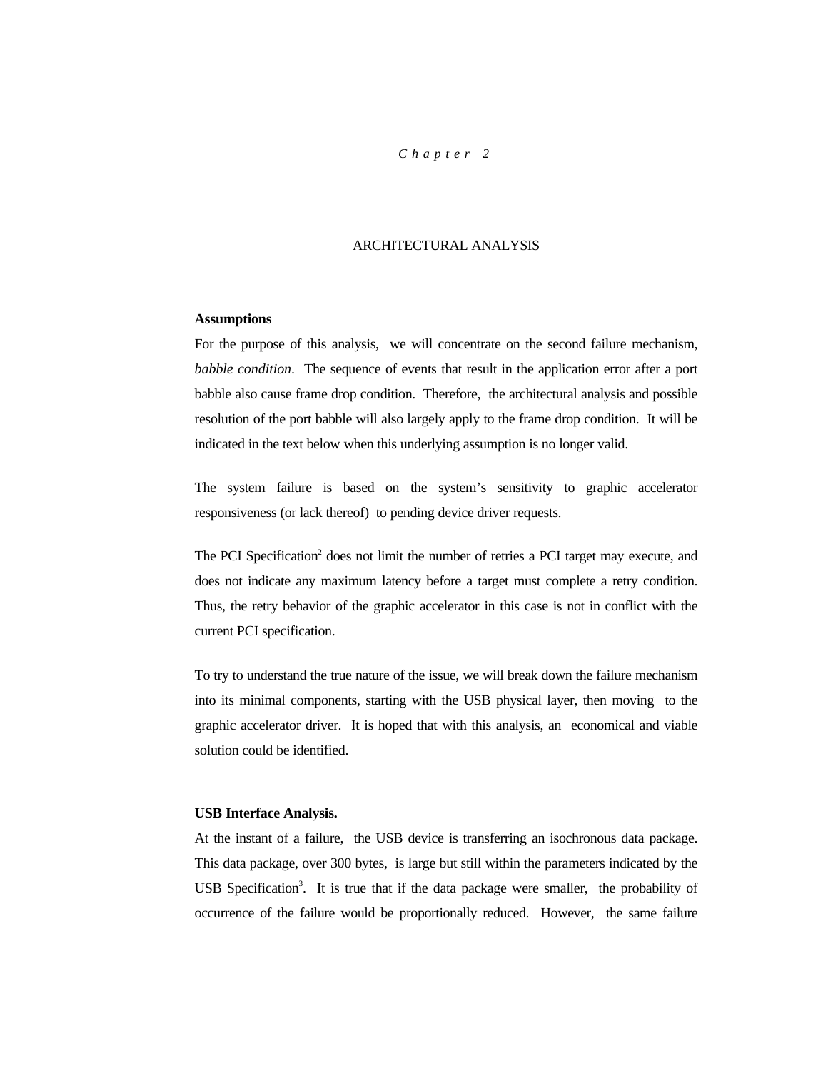*Chapter 2*

# ARCHITECTURAL ANALYSIS

**Assumptions**

For the purpose of this analysis, we will concentrate on the second failure mechanism, *babble condition*. The sequence of events that result in the application error after a port babble also cause frame drop condition. Therefore, the architectural analysis and possible resolution of the port babble will also largely apply to the frame drop condition. It will be indicated in the text below when this underlying assumption is no longer valid.

The system failure is based on the system's sensitivity to graphic accelerator responsiveness (or lack thereof) to pending device driver requests.

The PCI Specification[2] does not limit the number of retries a PCI target may execute, and does not indicate any maximum latency before a target must complete a retry condition. Thus, the retry behavior of the graphic accelerator in this case is not in conflict with the current PCI specification.

To try to understand the true nature of the issue, we will break down the failure mechanism into its minimal components, starting with the USB physical layer, then moving to the graphic accelerator driver. It is hoped that with this analysis, an economical and viable solution could be identified.

**USB Interface Analysis.**

At the instant of a failure, the USB device is transferring an isochronous data package. This data package, over 300 bytes, is large but still within the parameters indicated by the USB Specification[3]. It is true that if the data package were smaller, the probability of occurrence of the failure would be proportionally reduced. However, the same failure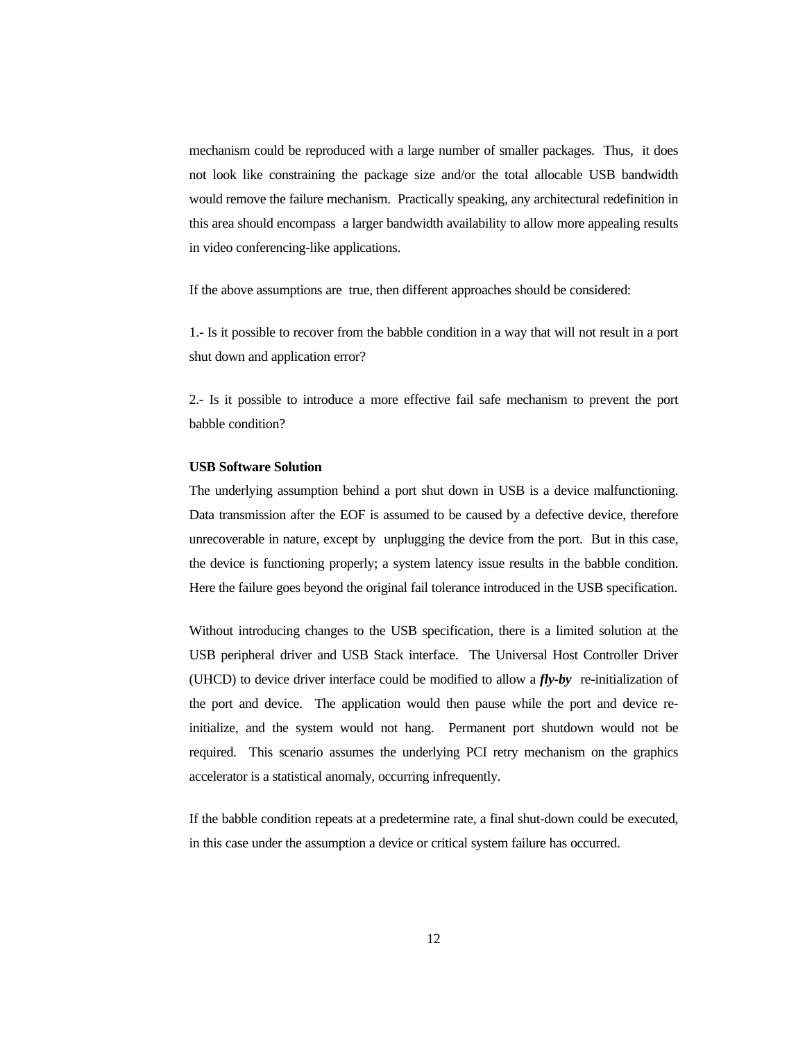mechanism could be reproduced with a large number of smaller packages. Thus, it does not look like constraining the package size and/or the total allocable USB bandwidth would remove the failure mechanism. Practically speaking, any architectural redefinition in this area should encompass a larger bandwidth availability to allow more appealing results in video conferencing-like applications.

If the above assumptions are true, then different approaches should be considered:

1.- Is it possible to recover from the babble condition in a way that will not result in a port shut down and application error?

2.- Is it possible to introduce a more effective fail safe mechanism to prevent the port babble condition?

**USB Software Solution**

The underlying assumption behind a port shut down in USB is a device malfunctioning. Data transmission after the EOF is assumed to be caused by a defective device, therefore unrecoverable in nature, except by unplugging the device from the port. But in this case, the device is functioning properly; a system latency issue results in the babble condition. Here the failure goes beyond the original fail tolerance introduced in the USB specification.

Without introducing changes to the USB specification, there is a limited solution at the USB peripheral driver and USB Stack interface. The Universal Host Controller Driver (UHCD) to device driver interface could be modified to allow a ***fly-by*** re-initialization of the port and device. The application would then pause while the port and device re-initialize, and the system would not hang. Permanent port shutdown would not be required. This scenario assumes the underlying PCI retry mechanism on the graphics accelerator is a statistical anomaly, occurring infrequently.

If the babble condition repeats at a predetermine rate, a final shut-down could be executed, in this case under the assumption a device or critical system failure has occurred.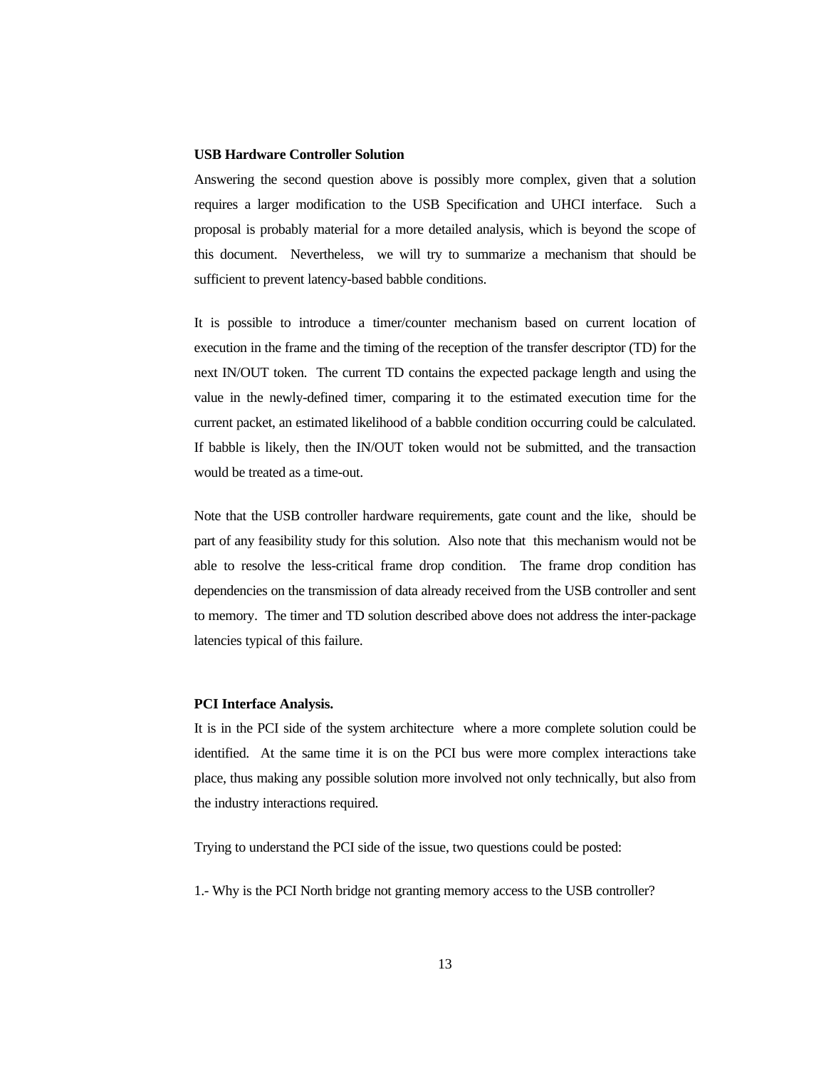**USB Hardware Controller Solution**

Answering the second question above is possibly more complex, given that a solution requires a larger modification to the USB Specification and UHCI interface. Such a proposal is probably material for a more detailed analysis, which is beyond the scope of this document. Nevertheless, we will try to summarize a mechanism that should be sufficient to prevent latency-based babble conditions.

It is possible to introduce a timer/counter mechanism based on current location of execution in the frame and the timing of the reception of the transfer descriptor (TD) for the next IN/OUT token. The current TD contains the expected package length and using the value in the newly-defined timer, comparing it to the estimated execution time for the current packet, an estimated likelihood of a babble condition occurring could be calculated. If babble is likely, then the IN/OUT token would not be submitted, and the transaction would be treated as a time-out.

Note that the USB controller hardware requirements, gate count and the like, should be part of any feasibility study for this solution. Also note that this mechanism would not be able to resolve the less-critical frame drop condition. The frame drop condition has dependencies on the transmission of data already received from the USB controller and sent to memory. The timer and TD solution described above does not address the inter-package latencies typical of this failure.

**PCI Interface Analysis.**

It is in the PCI side of the system architecture where a more complete solution could be identified. At the same time it is on the PCI bus were more complex interactions take place, thus making any possible solution more involved not only technically, but also from the industry interactions required.

Trying to understand the PCI side of the issue, two questions could be posted:

1.- Why is the PCI North bridge not granting memory access to the USB controller?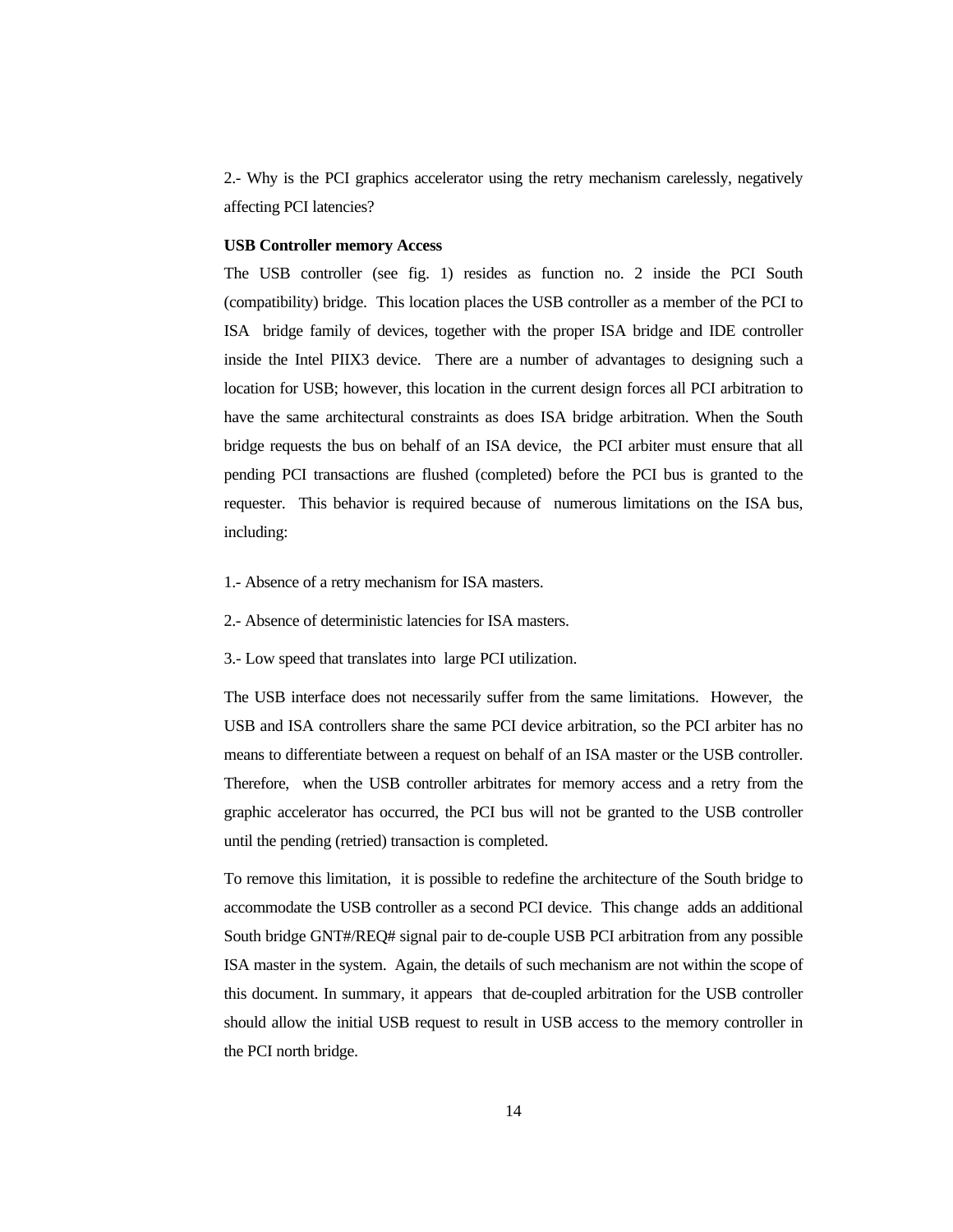2.- Why is the PCI graphics accelerator using the retry mechanism carelessly, negatively affecting PCI latencies?

**USB Controller memory Access**

The USB controller (see fig. 1) resides as function no. 2 inside the PCI South (compatibility) bridge. This location places the USB controller as a member of the PCI to ISA bridge family of devices, together with the proper ISA bridge and IDE controller inside the Intel PIIX3 device. There are a number of advantages to designing such a location for USB; however, this location in the current design forces all PCI arbitration to have the same architectural constraints as does ISA bridge arbitration. When the South bridge requests the bus on behalf of an ISA device, the PCI arbiter must ensure that all pending PCI transactions are flushed (completed) before the PCI bus is granted to the requester. This behavior is required because of numerous limitations on the ISA bus, including:

1.- Absence of a retry mechanism for ISA masters.

2.- Absence of deterministic latencies for ISA masters.

3.- Low speed that translates into large PCI utilization.

The USB interface does not necessarily suffer from the same limitations. However, the USB and ISA controllers share the same PCI device arbitration, so the PCI arbiter has no means to differentiate between a request on behalf of an ISA master or the USB controller. Therefore, when the USB controller arbitrates for memory access and a retry from the graphic accelerator has occurred, the PCI bus will not be granted to the USB controller until the pending (retried) transaction is completed.

To remove this limitation, it is possible to redefine the architecture of the South bridge to accommodate the USB controller as a second PCI device. This change adds an additional South bridge GNT#/REQ# signal pair to de-couple USB PCI arbitration from any possible ISA master in the system. Again, the details of such mechanism are not within the scope of this document. In summary, it appears that de-coupled arbitration for the USB controller should allow the initial USB request to result in USB access to the memory controller in the PCI north bridge.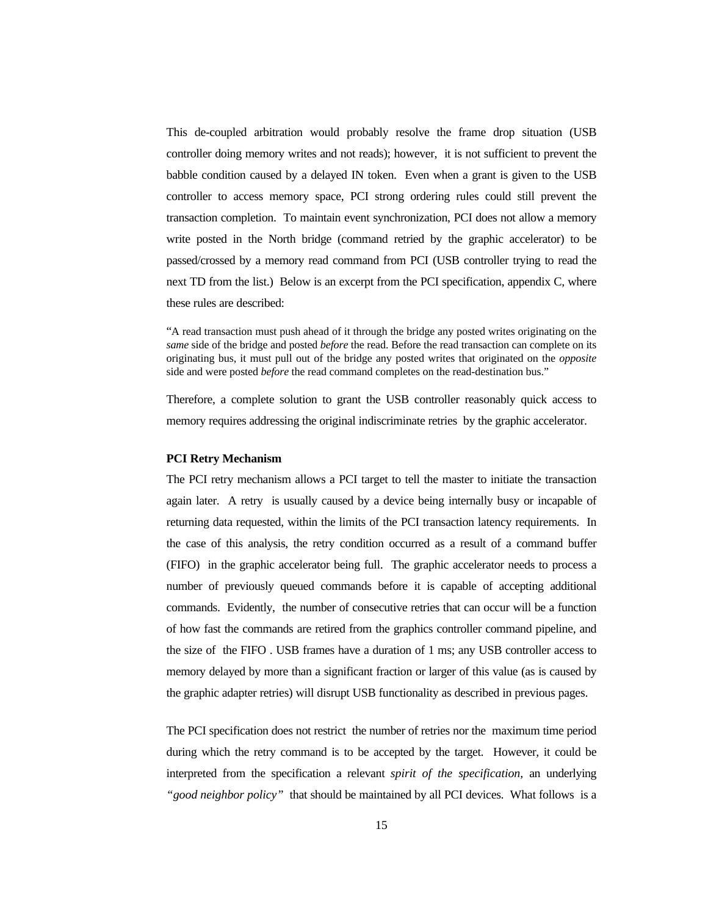This de-coupled arbitration would probably resolve the frame drop situation (USB controller doing memory writes and not reads); however, it is not sufficient to prevent the babble condition caused by a delayed IN token. Even when a grant is given to the USB controller to access memory space, PCI strong ordering rules could still prevent the transaction completion. To maintain event synchronization, PCI does not allow a memory write posted in the North bridge (command retried by the graphic accelerator) to be passed/crossed by a memory read command from PCI (USB controller trying to read the next TD from the list.) Below is an excerpt from the PCI specification, appendix C, where these rules are described:

"A read transaction must push ahead of it through the bridge any posted writes originating on the *same* side of the bridge and posted *before* the read. Before the read transaction can complete on its originating bus, it must pull out of the bridge any posted writes that originated on the *opposite* side and were posted *before* the read command completes on the read-destination bus."

Therefore, a complete solution to grant the USB controller reasonably quick access to memory requires addressing the original indiscriminate retries by the graphic accelerator.

**PCI Retry Mechanism**

The PCI retry mechanism allows a PCI target to tell the master to initiate the transaction again later. A retry is usually caused by a device being internally busy or incapable of returning data requested, within the limits of the PCI transaction latency requirements. In the case of this analysis, the retry condition occurred as a result of a command buffer (FIFO) in the graphic accelerator being full. The graphic accelerator needs to process a number of previously queued commands before it is capable of accepting additional commands. Evidently, the number of consecutive retries that can occur will be a function of how fast the commands are retired from the graphics controller command pipeline, and the size of the FIFO . USB frames have a duration of 1 ms; any USB controller access to memory delayed by more than a significant fraction or larger of this value (as is caused by the graphic adapter retries) will disrupt USB functionality as described in previous pages.

The PCI specification does not restrict the number of retries nor the maximum time period during which the retry command is to be accepted by the target. However, it could be interpreted from the specification a relevant *spirit of the specification*, an underlying *"good neighbor policy"* that should be maintained by all PCI devices. What follows is a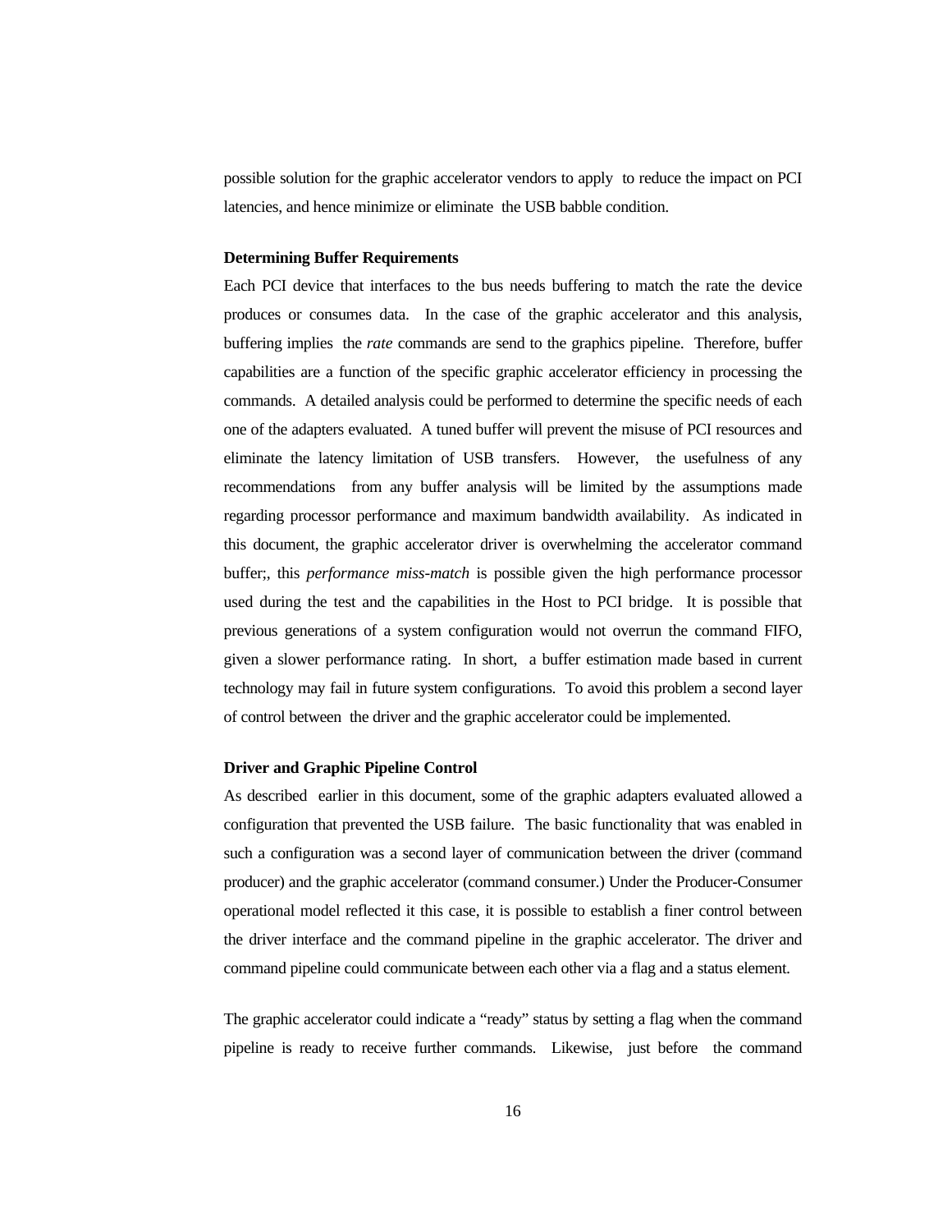possible solution for the graphic accelerator vendors to apply to reduce the impact on PCI latencies, and hence minimize or eliminate the USB babble condition.

**Determining Buffer Requirements**

Each PCI device that interfaces to the bus needs buffering to match the rate the device produces or consumes data. In the case of the graphic accelerator and this analysis, buffering implies the *rate* commands are send to the graphics pipeline. Therefore, buffer capabilities are a function of the specific graphic accelerator efficiency in processing the commands. A detailed analysis could be performed to determine the specific needs of each one of the adapters evaluated. A tuned buffer will prevent the misuse of PCI resources and eliminate the latency limitation of USB transfers. However, the usefulness of any recommendations from any buffer analysis will be limited by the assumptions made regarding processor performance and maximum bandwidth availability. As indicated in this document, the graphic accelerator driver is overwhelming the accelerator command buffer;, this *performance miss-match* is possible given the high performance processor used during the test and the capabilities in the Host to PCI bridge. It is possible that previous generations of a system configuration would not overrun the command FIFO, given a slower performance rating. In short, a buffer estimation made based in current technology may fail in future system configurations. To avoid this problem a second layer of control between the driver and the graphic accelerator could be implemented.

**Driver and Graphic Pipeline Control**

As described earlier in this document, some of the graphic adapters evaluated allowed a configuration that prevented the USB failure. The basic functionality that was enabled in such a configuration was a second layer of communication between the driver (command producer) and the graphic accelerator (command consumer.) Under the Producer-Consumer operational model reflected it this case, it is possible to establish a finer control between the driver interface and the command pipeline in the graphic accelerator. The driver and command pipeline could communicate between each other via a flag and a status element.

The graphic accelerator could indicate a "ready" status by setting a flag when the command pipeline is ready to receive further commands. Likewise, just before the command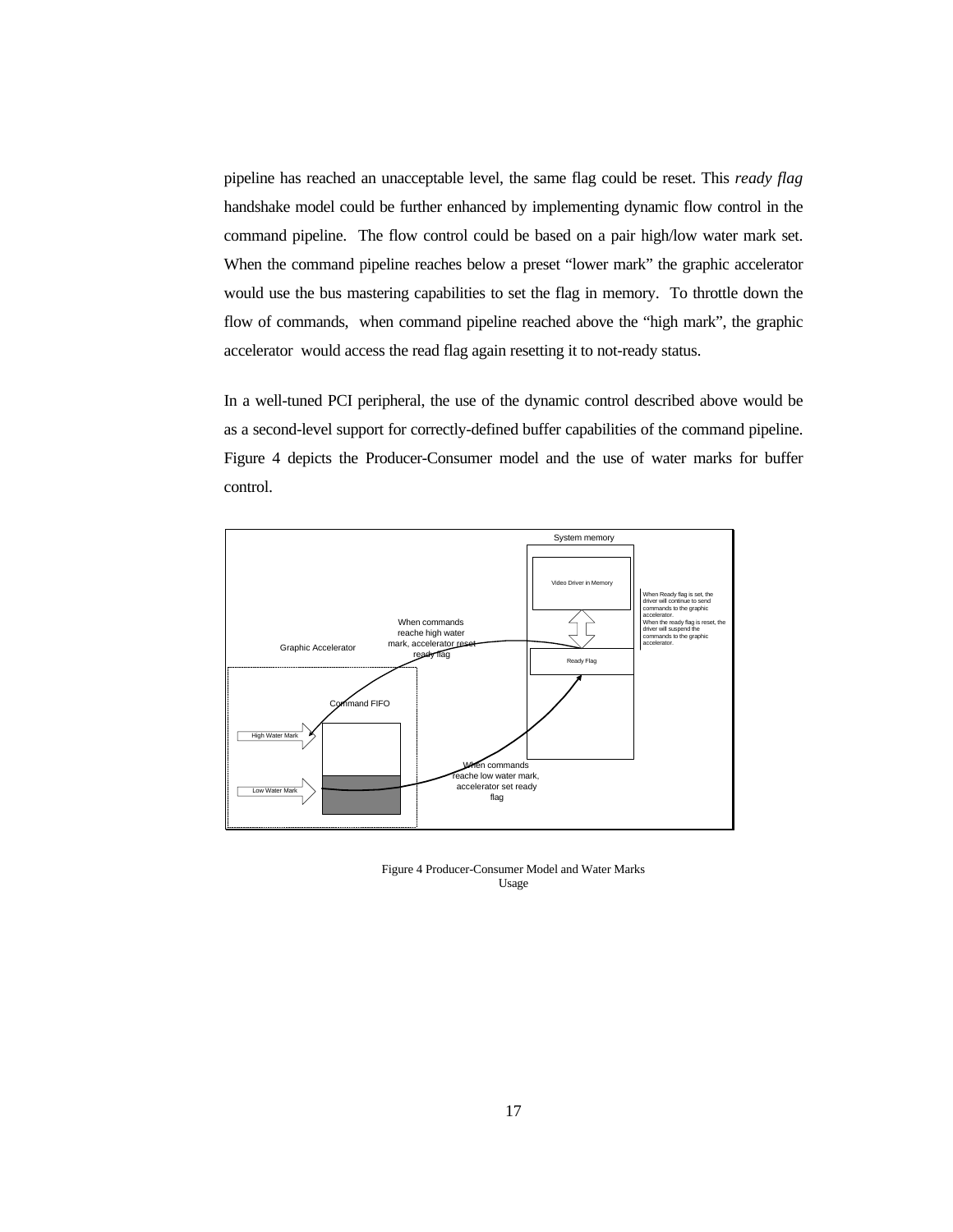pipeline has reached an unacceptable level, the same flag could be reset. This *ready flag* handshake model could be further enhanced by implementing dynamic flow control in the command pipeline. The flow control could be based on a pair high/low water mark set. When the command pipeline reaches below a preset "lower mark" the graphic accelerator would use the bus mastering capabilities to set the flag in memory. To throttle down the flow of commands, when command pipeline reached above the "high mark", the graphic accelerator would access the read flag again resetting it to not-ready status.

In a well-tuned PCI peripheral, the use of the dynamic control described above would be as a second-level support for correctly-defined buffer capabilities of the command pipeline. Figure 4 depicts the Producer-Consumer model and the use of water marks for buffer control.

System memory

Video Driver in Memory

When Ready flag is set, the driver will continue to send commands to the graphic accelerator.
When the ready flag is reset, the driver will suspend the commands to the graphic accelerator.

When commands reache high water mark, accelerator reset ready flag

Graphic Accelerator

Ready Flag

Command FIFO

High Water Mark

Low Water Mark

When commands reache low water mark, accelerator set ready flag

Figure 4 Producer-Consumer Model and Water Marks Usage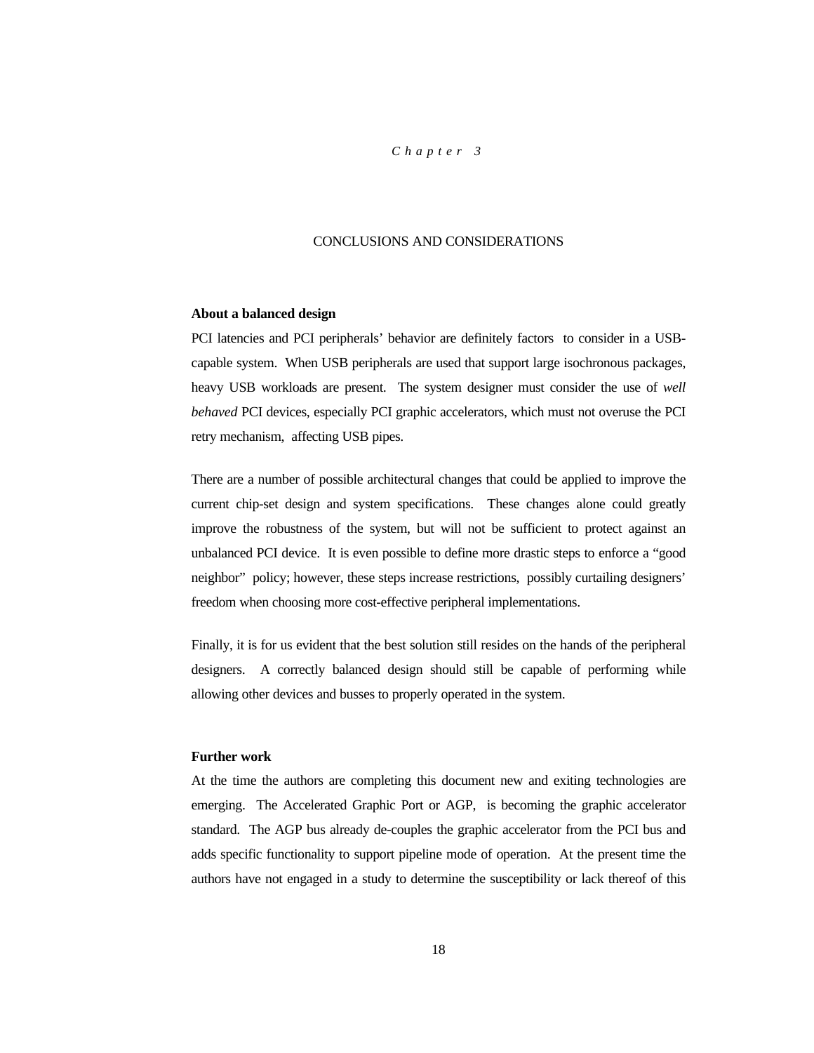*Chapter 3*

# CONCLUSIONS AND CONSIDERATIONS

**About a balanced design**

PCI latencies and PCI peripherals' behavior are definitely factors to consider in a USB-capable system. When USB peripherals are used that support large isochronous packages, heavy USB workloads are present. The system designer must consider the use of *well behaved* PCI devices, especially PCI graphic accelerators, which must not overuse the PCI retry mechanism, affecting USB pipes.

There are a number of possible architectural changes that could be applied to improve the current chip-set design and system specifications. These changes alone could greatly improve the robustness of the system, but will not be sufficient to protect against an unbalanced PCI device. It is even possible to define more drastic steps to enforce a "good neighbor" policy; however, these steps increase restrictions, possibly curtailing designers' freedom when choosing more cost-effective peripheral implementations.

Finally, it is for us evident that the best solution still resides on the hands of the peripheral designers. A correctly balanced design should still be capable of performing while allowing other devices and busses to properly operated in the system.

**Further work**

At the time the authors are completing this document new and exiting technologies are emerging. The Accelerated Graphic Port or AGP, is becoming the graphic accelerator standard. The AGP bus already de-couples the graphic accelerator from the PCI bus and adds specific functionality to support pipeline mode of operation. At the present time the authors have not engaged in a study to determine the susceptibility or lack thereof of this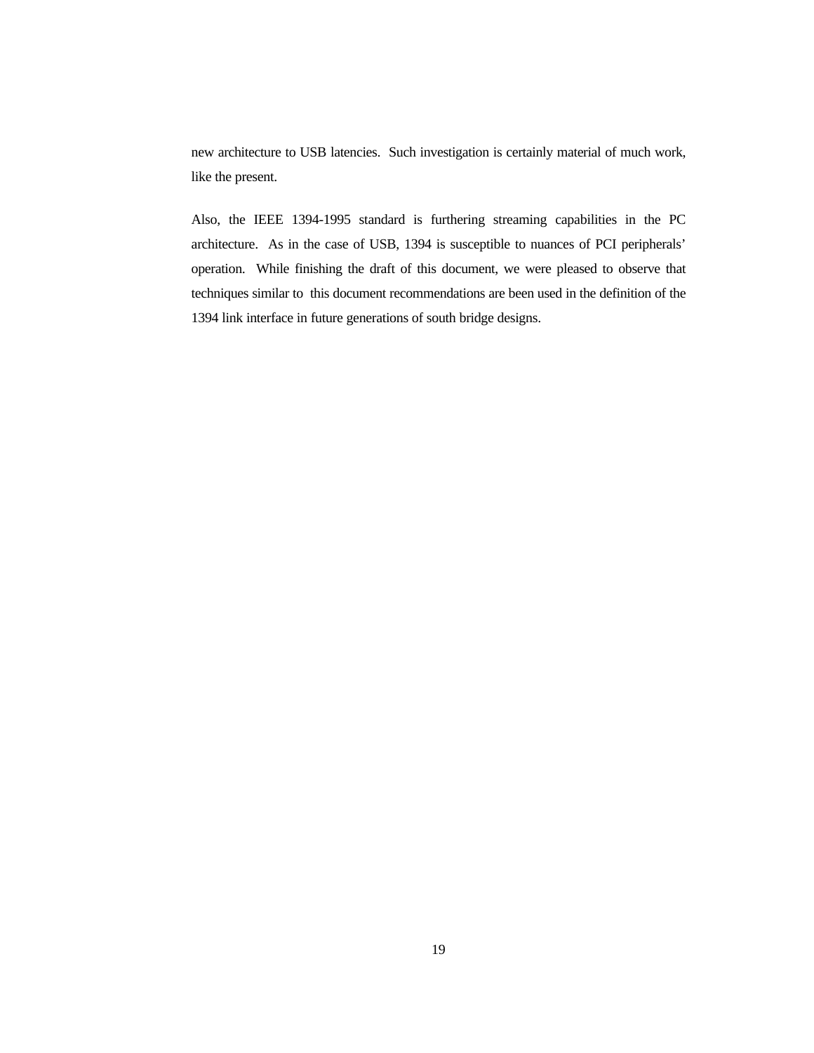new architecture to USB latencies. Such investigation is certainly material of much work, like the present.

Also, the IEEE 1394-1995 standard is furthering streaming capabilities in the PC architecture. As in the case of USB, 1394 is susceptible to nuances of PCI peripherals' operation. While finishing the draft of this document, we were pleased to observe that techniques similar to this document recommendations are been used in the definition of the 1394 link interface in future generations of south bridge designs.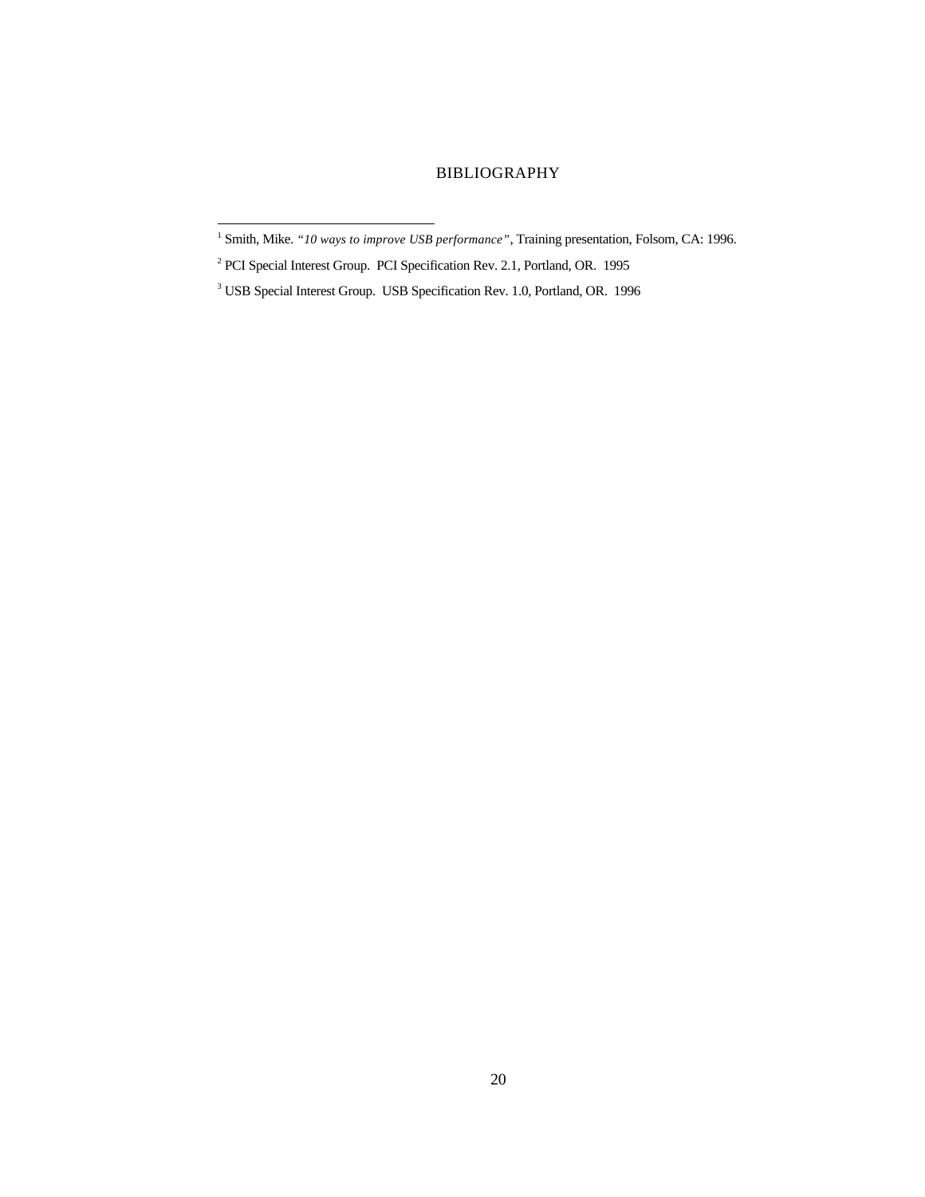# BIBLIOGRAPHY

[1] Smith, Mike. *"10 ways to improve USB performance"*, Training presentation, Folsom, CA: 1996.

[2] PCI Special Interest Group. PCI Specification Rev. 2.1, Portland, OR. 1995

[3] USB Special Interest Group. USB Specification Rev. 1.0, Portland, OR. 1996